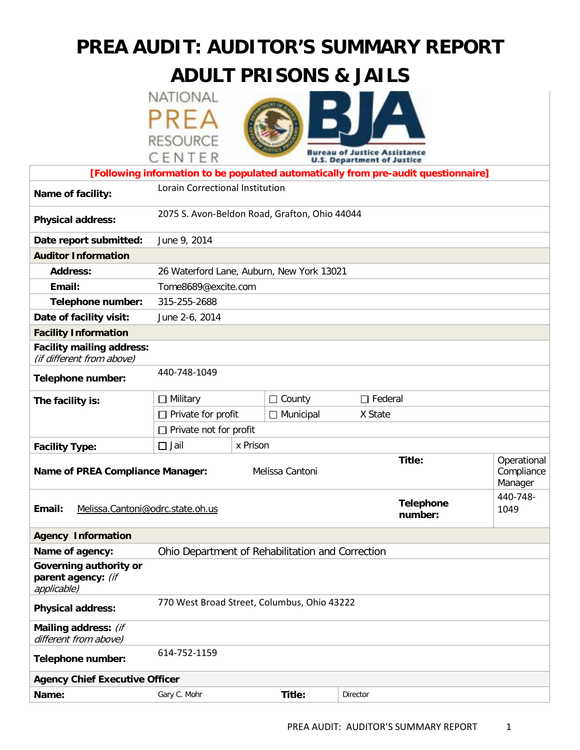# PREA AUDIT: AUDITOR'S SUMMARY REPORT
# ADULT PRISONS & JAILS

**[Following information to be populated automatically from pre-audit questionnaire]**

| | |
|---|---|
| **Name of facility:** | Lorain Correctional Institution |
| **Physical address:** | 2075 S. Avon-Beldon Road, Grafton, Ohio 44044 |
| **Date report submitted:** | June 9, 2014 |
| **Auditor Information** | |
| **Address:** | 26 Waterford Lane, Auburn, New York 13021 |
| **Email:** | Tome8689@excite.com |
| **Telephone number:** | 315-255-2688 |
| **Date of facility visit:** | June 2-6, 2014 |
| **Facility Information** | |
| **Facility mailing address:** *(if different from above)* | |
| **Telephone number:** | 440-748-1049 |
| **The facility is:** | ☐ Military ☐ County ☐ Federal ☐ Private for profit ☐ Municipal X State ☐ Private not for profit |
| **Facility Type:** | ☐ Jail x Prison |
| **Name of PREA Compliance Manager:** | Melissa Cantoni — **Title:** Operational Compliance Manager |
| **Email:** | Melissa.Cantoni@odrc.state.oh.us — **Telephone number:** 440-748-1049 |
| **Agency Information** | |
| **Name of agency:** | Ohio Department of Rehabilitation and Correction |
| **Governing authority or parent agency:** *(if applicable)* | |
| **Physical address:** | 770 West Broad Street, Columbus, Ohio 43222 |
| **Mailing address:** *(if different from above)* | |
| **Telephone number:** | 614-752-1159 |
| **Agency Chief Executive Officer** | |
| **Name:** | Gary C. Mohr — **Title:** Director |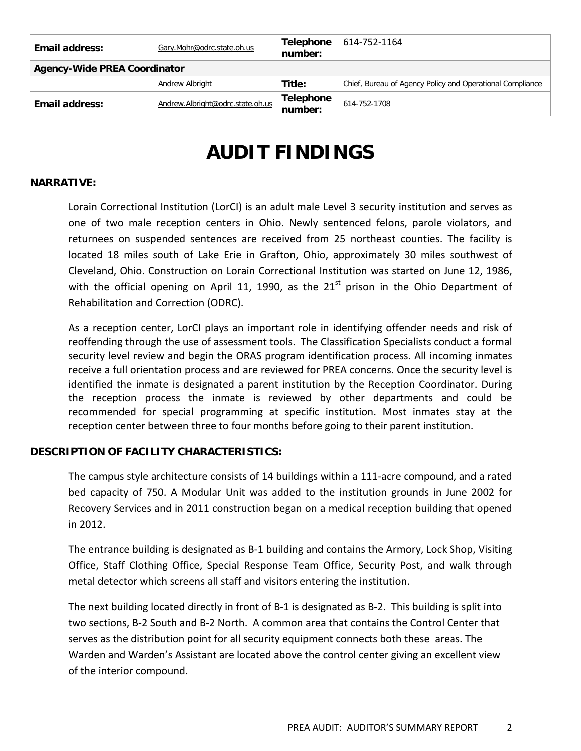| Email address: | Gary.Mohr@odrc.state.oh.us | Telephone number: | 614-752-1164 |
|---|---|---|---|
| **Agency-Wide PREA Coordinator** | | | |
| | Andrew Albright | Title: | Chief, Bureau of Agency Policy and Operational Compliance |
| Email address: | Andrew.Albright@odrc.state.oh.us | Telephone number: | 614-752-1708 |

# AUDIT FINDINGS

**NARRATIVE:**

Lorain Correctional Institution (LorCI) is an adult male Level 3 security institution and serves as one of two male reception centers in Ohio. Newly sentenced felons, parole violators, and returnees on suspended sentences are received from 25 northeast counties. The facility is located 18 miles south of Lake Erie in Grafton, Ohio, approximately 30 miles southwest of Cleveland, Ohio. Construction on Lorain Correctional Institution was started on June 12, 1986, with the official opening on April 11, 1990, as the 21st prison in the Ohio Department of Rehabilitation and Correction (ODRC).

As a reception center, LorCI plays an important role in identifying offender needs and risk of reoffending through the use of assessment tools. The Classification Specialists conduct a formal security level review and begin the ORAS program identification process. All incoming inmates receive a full orientation process and are reviewed for PREA concerns. Once the security level is identified the inmate is designated a parent institution by the Reception Coordinator. During the reception process the inmate is reviewed by other departments and could be recommended for special programming at specific institution. Most inmates stay at the reception center between three to four months before going to their parent institution.

**DESCRIPTION OF FACILITY CHARACTERISTICS:**

The campus style architecture consists of 14 buildings within a 111-acre compound, and a rated bed capacity of 750. A Modular Unit was added to the institution grounds in June 2002 for Recovery Services and in 2011 construction began on a medical reception building that opened in 2012.

The entrance building is designated as B-1 building and contains the Armory, Lock Shop, Visiting Office, Staff Clothing Office, Special Response Team Office, Security Post, and walk through metal detector which screens all staff and visitors entering the institution.

The next building located directly in front of B-1 is designated as B-2. This building is split into two sections, B-2 South and B-2 North. A common area that contains the Control Center that serves as the distribution point for all security equipment connects both these areas. The Warden and Warden's Assistant are located above the control center giving an excellent view of the interior compound.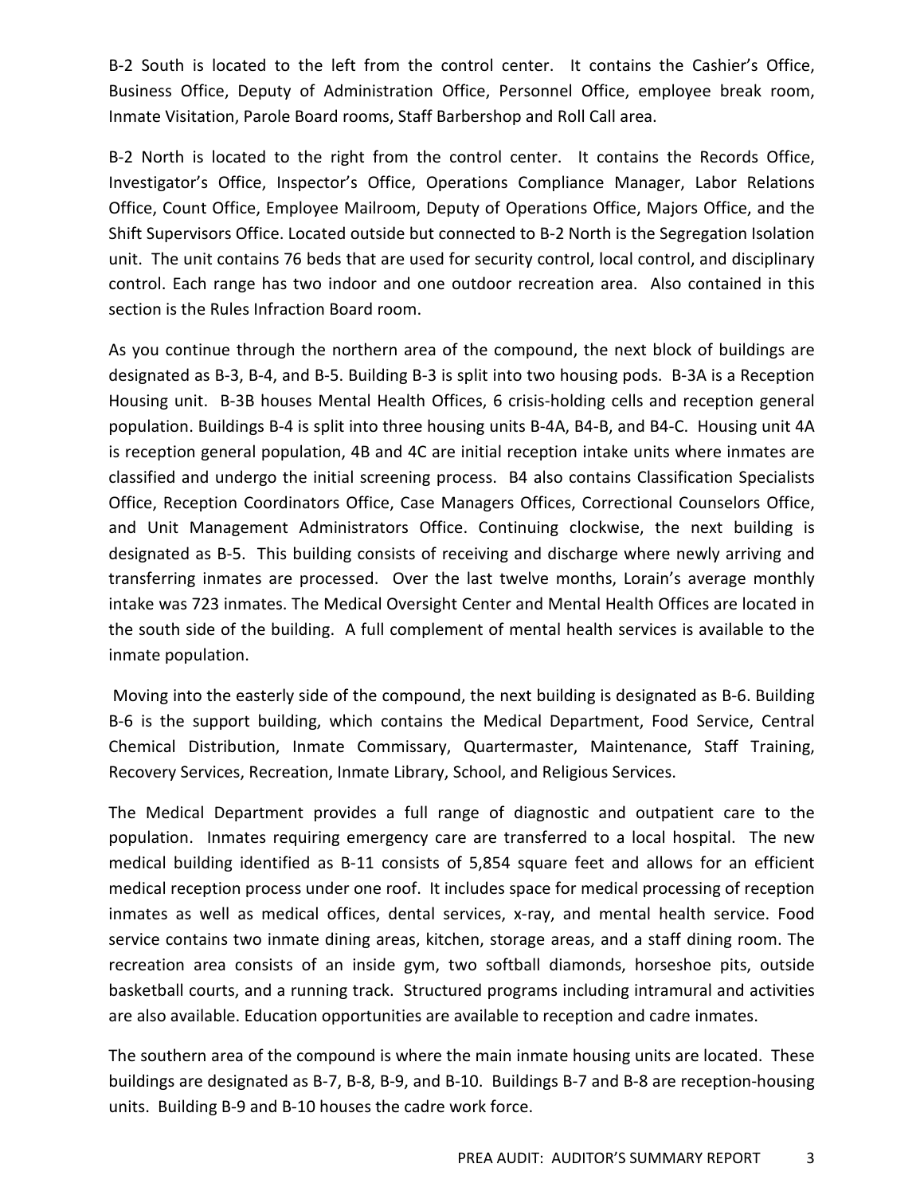B-2 South is located to the left from the control center. It contains the Cashier's Office, Business Office, Deputy of Administration Office, Personnel Office, employee break room, Inmate Visitation, Parole Board rooms, Staff Barbershop and Roll Call area.

B-2 North is located to the right from the control center. It contains the Records Office, Investigator's Office, Inspector's Office, Operations Compliance Manager, Labor Relations Office, Count Office, Employee Mailroom, Deputy of Operations Office, Majors Office, and the Shift Supervisors Office. Located outside but connected to B-2 North is the Segregation Isolation unit. The unit contains 76 beds that are used for security control, local control, and disciplinary control. Each range has two indoor and one outdoor recreation area. Also contained in this section is the Rules Infraction Board room.

As you continue through the northern area of the compound, the next block of buildings are designated as B-3, B-4, and B-5. Building B-3 is split into two housing pods. B-3A is a Reception Housing unit. B-3B houses Mental Health Offices, 6 crisis-holding cells and reception general population. Buildings B-4 is split into three housing units B-4A, B4-B, and B4-C. Housing unit 4A is reception general population, 4B and 4C are initial reception intake units where inmates are classified and undergo the initial screening process. B4 also contains Classification Specialists Office, Reception Coordinators Office, Case Managers Offices, Correctional Counselors Office, and Unit Management Administrators Office. Continuing clockwise, the next building is designated as B-5. This building consists of receiving and discharge where newly arriving and transferring inmates are processed. Over the last twelve months, Lorain's average monthly intake was 723 inmates. The Medical Oversight Center and Mental Health Offices are located in the south side of the building. A full complement of mental health services is available to the inmate population.

Moving into the easterly side of the compound, the next building is designated as B-6. Building B-6 is the support building, which contains the Medical Department, Food Service, Central Chemical Distribution, Inmate Commissary, Quartermaster, Maintenance, Staff Training, Recovery Services, Recreation, Inmate Library, School, and Religious Services.

The Medical Department provides a full range of diagnostic and outpatient care to the population. Inmates requiring emergency care are transferred to a local hospital. The new medical building identified as B-11 consists of 5,854 square feet and allows for an efficient medical reception process under one roof. It includes space for medical processing of reception inmates as well as medical offices, dental services, x-ray, and mental health service. Food service contains two inmate dining areas, kitchen, storage areas, and a staff dining room. The recreation area consists of an inside gym, two softball diamonds, horseshoe pits, outside basketball courts, and a running track. Structured programs including intramural and activities are also available. Education opportunities are available to reception and cadre inmates.

The southern area of the compound is where the main inmate housing units are located. These buildings are designated as B-7, B-8, B-9, and B-10. Buildings B-7 and B-8 are reception-housing units. Building B-9 and B-10 houses the cadre work force.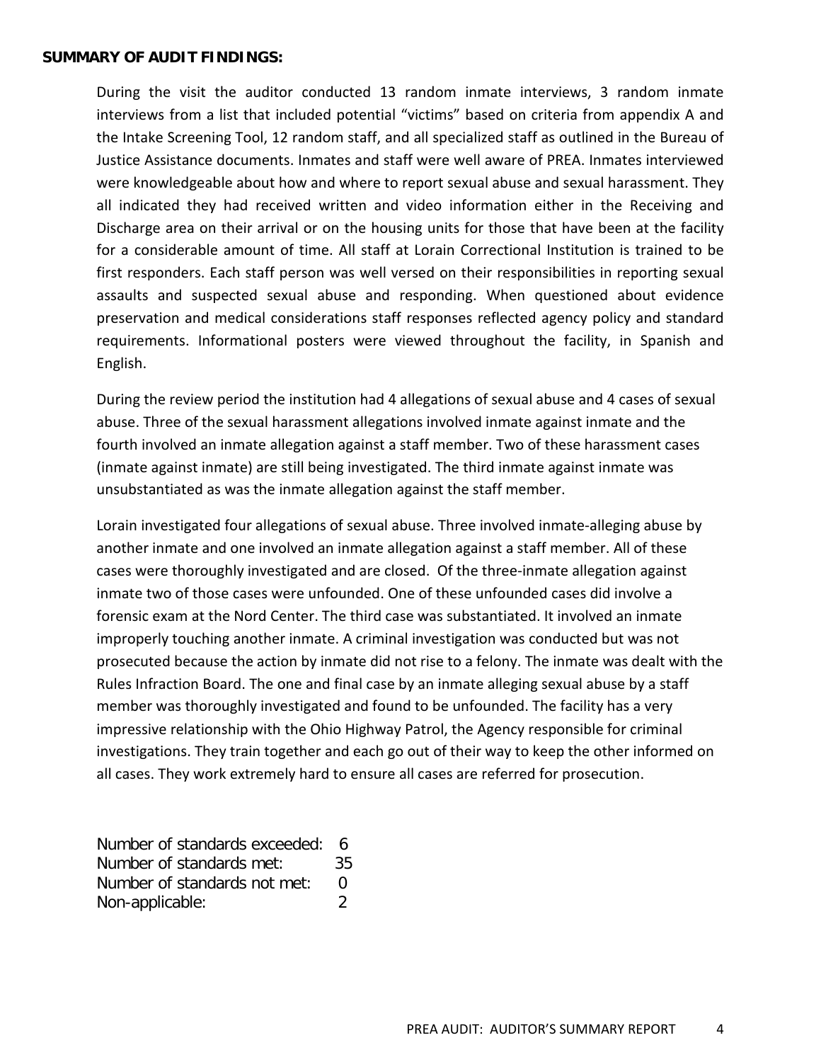**SUMMARY OF AUDIT FINDINGS:**

During the visit the auditor conducted 13 random inmate interviews, 3 random inmate interviews from a list that included potential "victims" based on criteria from appendix A and the Intake Screening Tool, 12 random staff, and all specialized staff as outlined in the Bureau of Justice Assistance documents. Inmates and staff were well aware of PREA. Inmates interviewed were knowledgeable about how and where to report sexual abuse and sexual harassment. They all indicated they had received written and video information either in the Receiving and Discharge area on their arrival or on the housing units for those that have been at the facility for a considerable amount of time. All staff at Lorain Correctional Institution is trained to be first responders. Each staff person was well versed on their responsibilities in reporting sexual assaults and suspected sexual abuse and responding. When questioned about evidence preservation and medical considerations staff responses reflected agency policy and standard requirements. Informational posters were viewed throughout the facility, in Spanish and English.

During the review period the institution had 4 allegations of sexual abuse and 4 cases of sexual abuse. Three of the sexual harassment allegations involved inmate against inmate and the fourth involved an inmate allegation against a staff member. Two of these harassment cases (inmate against inmate) are still being investigated. The third inmate against inmate was unsubstantiated as was the inmate allegation against the staff member.

Lorain investigated four allegations of sexual abuse. Three involved inmate-alleging abuse by another inmate and one involved an inmate allegation against a staff member. All of these cases were thoroughly investigated and are closed. Of the three-inmate allegation against inmate two of those cases were unfounded. One of these unfounded cases did involve a forensic exam at the Nord Center. The third case was substantiated. It involved an inmate improperly touching another inmate. A criminal investigation was conducted but was not prosecuted because the action by inmate did not rise to a felony. The inmate was dealt with the Rules Infraction Board. The one and final case by an inmate alleging sexual abuse by a staff member was thoroughly investigated and found to be unfounded. The facility has a very impressive relationship with the Ohio Highway Patrol, the Agency responsible for criminal investigations. They train together and each go out of their way to keep the other informed on all cases. They work extremely hard to ensure all cases are referred for prosecution.

Number of standards exceeded: 6
Number of standards met: 35
Number of standards not met: 0
Non-applicable: 2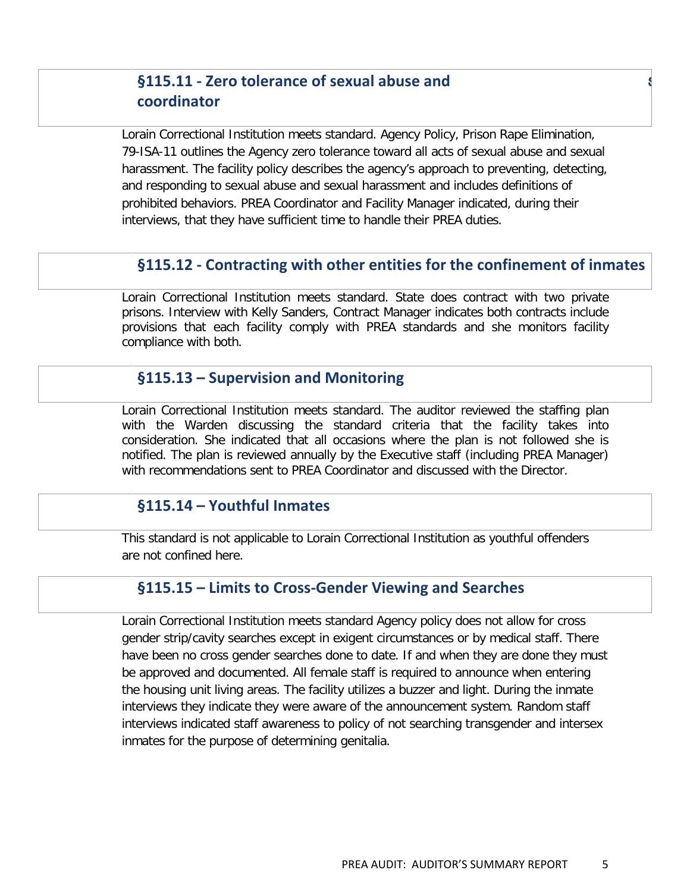## §115.11 - Zero tolerance of sexual abuse and coordinator

Lorain Correctional Institution meets standard. Agency Policy, Prison Rape Elimination, 79-ISA-11 outlines the Agency zero tolerance toward all acts of sexual abuse and sexual harassment. The facility policy describes the agency's approach to preventing, detecting, and responding to sexual abuse and sexual harassment and includes definitions of prohibited behaviors. PREA Coordinator and Facility Manager indicated, during their interviews, that they have sufficient time to handle their PREA duties.

## §115.12 - Contracting with other entities for the confinement of inmates

Lorain Correctional Institution meets standard. State does contract with two private prisons. Interview with Kelly Sanders, Contract Manager indicates both contracts include provisions that each facility comply with PREA standards and she monitors facility compliance with both.

## §115.13 – Supervision and Monitoring

Lorain Correctional Institution meets standard. The auditor reviewed the staffing plan with the Warden discussing the standard criteria that the facility takes into consideration. She indicated that all occasions where the plan is not followed she is notified. The plan is reviewed annually by the Executive staff (including PREA Manager) with recommendations sent to PREA Coordinator and discussed with the Director.

## §115.14 – Youthful Inmates

This standard is not applicable to Lorain Correctional Institution as youthful offenders are not confined here.

## §115.15 – Limits to Cross-Gender Viewing and Searches

Lorain Correctional Institution meets standard Agency policy does not allow for cross gender strip/cavity searches except in exigent circumstances or by medical staff. There have been no cross gender searches done to date. If and when they are done they must be approved and documented. All female staff is required to announce when entering the housing unit living areas. The facility utilizes a buzzer and light. During the inmate interviews they indicate they were aware of the announcement system. Random staff interviews indicated staff awareness to policy of not searching transgender and intersex inmates for the purpose of determining genitalia.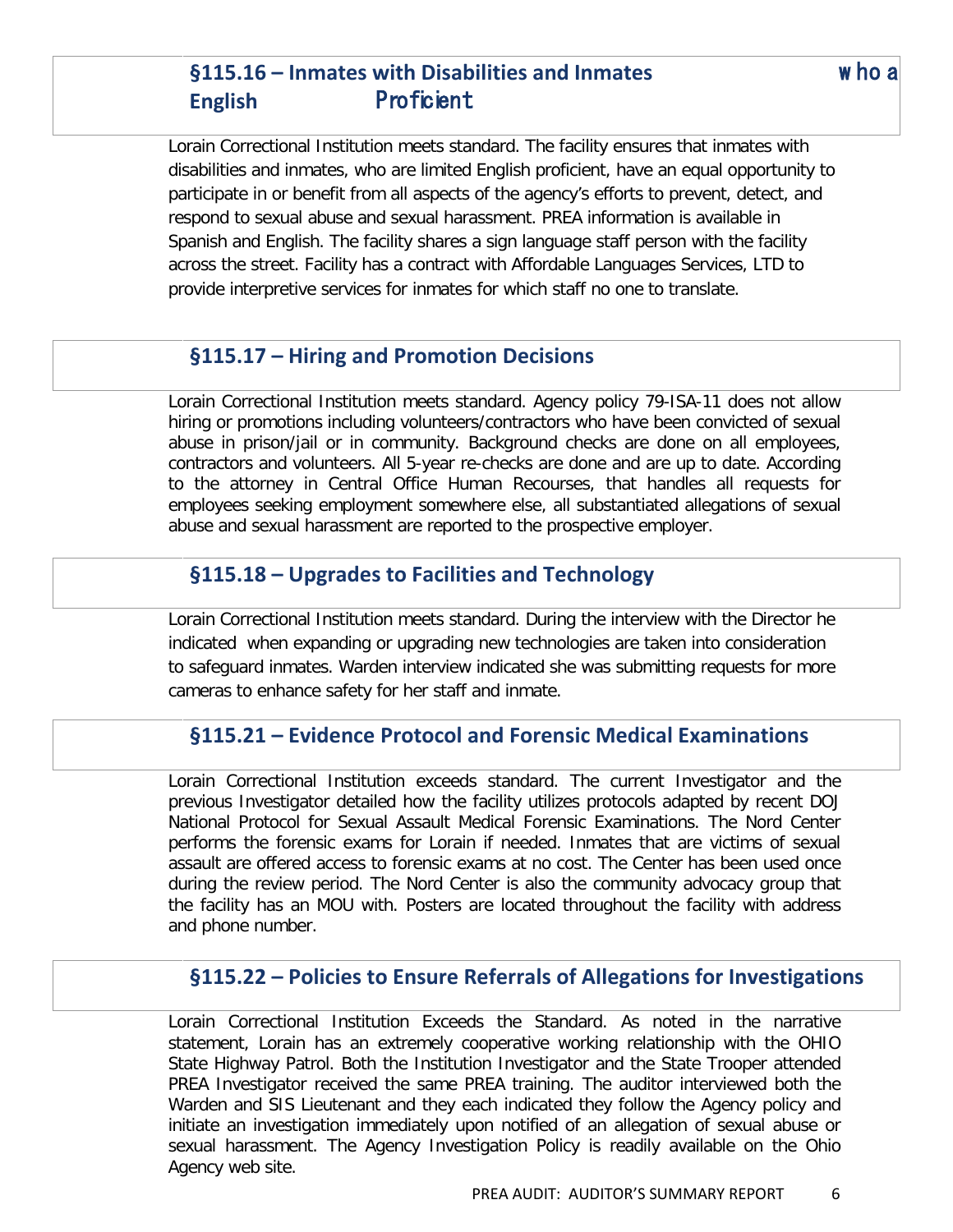## §115.16 – Inmates with Disabilities and Inmates who are Limited English Proficient

Lorain Correctional Institution meets standard. The facility ensures that inmates with disabilities and inmates, who are limited English proficient, have an equal opportunity to participate in or benefit from all aspects of the agency's efforts to prevent, detect, and respond to sexual abuse and sexual harassment. PREA information is available in Spanish and English. The facility shares a sign language staff person with the facility across the street. Facility has a contract with Affordable Languages Services, LTD to provide interpretive services for inmates for which staff no one to translate.

## §115.17 – Hiring and Promotion Decisions

Lorain Correctional Institution meets standard. Agency policy 79-ISA-11 does not allow hiring or promotions including volunteers/contractors who have been convicted of sexual abuse in prison/jail or in community. Background checks are done on all employees, contractors and volunteers. All 5-year re-checks are done and are up to date. According to the attorney in Central Office Human Recourses, that handles all requests for employees seeking employment somewhere else, all substantiated allegations of sexual abuse and sexual harassment are reported to the prospective employer.

## §115.18 – Upgrades to Facilities and Technology

Lorain Correctional Institution meets standard. During the interview with the Director he indicated when expanding or upgrading new technologies are taken into consideration to safeguard inmates. Warden interview indicated she was submitting requests for more cameras to enhance safety for her staff and inmate.

## §115.21 – Evidence Protocol and Forensic Medical Examinations

Lorain Correctional Institution exceeds standard. The current Investigator and the previous Investigator detailed how the facility utilizes protocols adapted by recent DOJ National Protocol for Sexual Assault Medical Forensic Examinations. The Nord Center performs the forensic exams for Lorain if needed. Inmates that are victims of sexual assault are offered access to forensic exams at no cost. The Center has been used once during the review period. The Nord Center is also the community advocacy group that the facility has an MOU with. Posters are located throughout the facility with address and phone number.

## §115.22 – Policies to Ensure Referrals of Allegations for Investigations

Lorain Correctional Institution Exceeds the Standard. As noted in the narrative statement, Lorain has an extremely cooperative working relationship with the OHIO State Highway Patrol. Both the Institution Investigator and the State Trooper attended PREA Investigator received the same PREA training. The auditor interviewed both the Warden and SIS Lieutenant and they each indicated they follow the Agency policy and initiate an investigation immediately upon notified of an allegation of sexual abuse or sexual harassment. The Agency Investigation Policy is readily available on the Ohio Agency web site.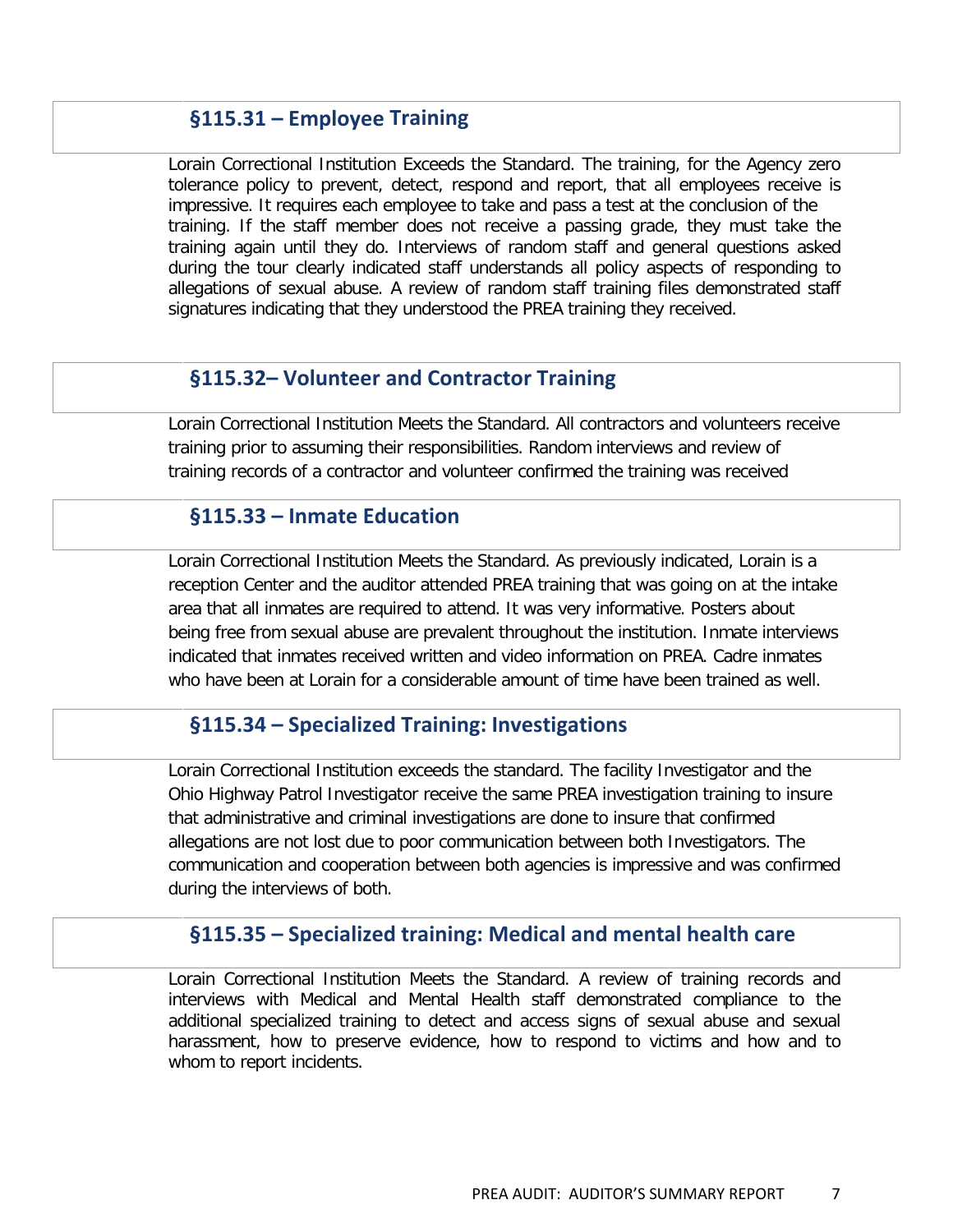## §115.31 – Employee Training

Lorain Correctional Institution Exceeds the Standard. The training, for the Agency zero tolerance policy to prevent, detect, respond and report, that all employees receive is impressive. It requires each employee to take and pass a test at the conclusion of the training. If the staff member does not receive a passing grade, they must take the training again until they do. Interviews of random staff and general questions asked during the tour clearly indicated staff understands all policy aspects of responding to allegations of sexual abuse. A review of random staff training files demonstrated staff signatures indicating that they understood the PREA training they received.

## §115.32– Volunteer and Contractor Training

Lorain Correctional Institution Meets the Standard. All contractors and volunteers receive training prior to assuming their responsibilities. Random interviews and review of training records of a contractor and volunteer confirmed the training was received

## §115.33 – Inmate Education

Lorain Correctional Institution Meets the Standard. As previously indicated, Lorain is a reception Center and the auditor attended PREA training that was going on at the intake area that all inmates are required to attend. It was very informative. Posters about being free from sexual abuse are prevalent throughout the institution. Inmate interviews indicated that inmates received written and video information on PREA. Cadre inmates who have been at Lorain for a considerable amount of time have been trained as well.

## §115.34 – Specialized Training: Investigations

Lorain Correctional Institution exceeds the standard. The facility Investigator and the Ohio Highway Patrol Investigator receive the same PREA investigation training to insure that administrative and criminal investigations are done to insure that confirmed allegations are not lost due to poor communication between both Investigators. The communication and cooperation between both agencies is impressive and was confirmed during the interviews of both.

## §115.35 – Specialized training: Medical and mental health care

Lorain Correctional Institution Meets the Standard. A review of training records and interviews with Medical and Mental Health staff demonstrated compliance to the additional specialized training to detect and access signs of sexual abuse and sexual harassment, how to preserve evidence, how to respond to victims and how and to whom to report incidents.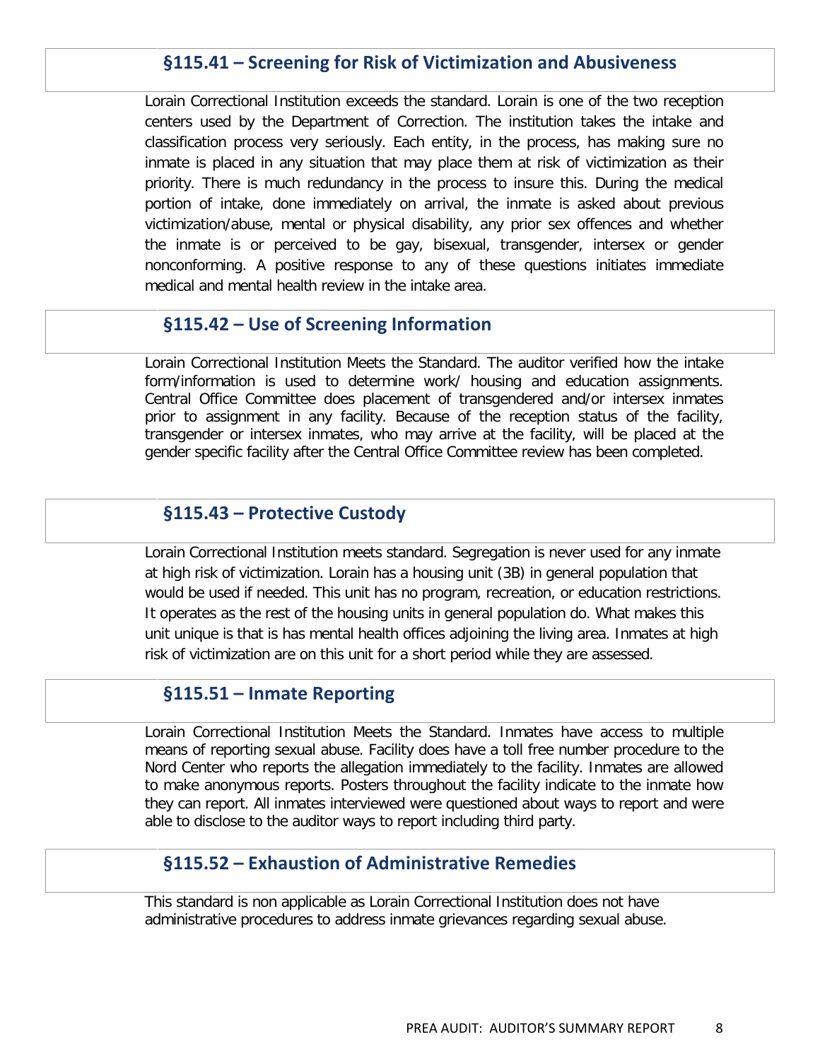## §115.41 – Screening for Risk of Victimization and Abusiveness

Lorain Correctional Institution exceeds the standard. Lorain is one of the two reception centers used by the Department of Correction. The institution takes the intake and classification process very seriously. Each entity, in the process, has making sure no inmate is placed in any situation that may place them at risk of victimization as their priority. There is much redundancy in the process to insure this. During the medical portion of intake, done immediately on arrival, the inmate is asked about previous victimization/abuse, mental or physical disability, any prior sex offences and whether the inmate is or perceived to be gay, bisexual, transgender, intersex or gender nonconforming. A positive response to any of these questions initiates immediate medical and mental health review in the intake area.

## §115.42 – Use of Screening Information

Lorain Correctional Institution Meets the Standard. The auditor verified how the intake form/information is used to determine work/ housing and education assignments. Central Office Committee does placement of transgendered and/or intersex inmates prior to assignment in any facility. Because of the reception status of the facility, transgender or intersex inmates, who may arrive at the facility, will be placed at the gender specific facility after the Central Office Committee review has been completed.

## §115.43 – Protective Custody

Lorain Correctional Institution meets standard. Segregation is never used for any inmate at high risk of victimization. Lorain has a housing unit (3B) in general population that would be used if needed. This unit has no program, recreation, or education restrictions. It operates as the rest of the housing units in general population do. What makes this unit unique is that is has mental health offices adjoining the living area. Inmates at high risk of victimization are on this unit for a short period while they are assessed.

## §115.51 – Inmate Reporting

Lorain Correctional Institution Meets the Standard. Inmates have access to multiple means of reporting sexual abuse. Facility does have a toll free number procedure to the Nord Center who reports the allegation immediately to the facility. Inmates are allowed to make anonymous reports. Posters throughout the facility indicate to the inmate how they can report. All inmates interviewed were questioned about ways to report and were able to disclose to the auditor ways to report including third party.

## §115.52 – Exhaustion of Administrative Remedies

This standard is non applicable as Lorain Correctional Institution does not have administrative procedures to address inmate grievances regarding sexual abuse.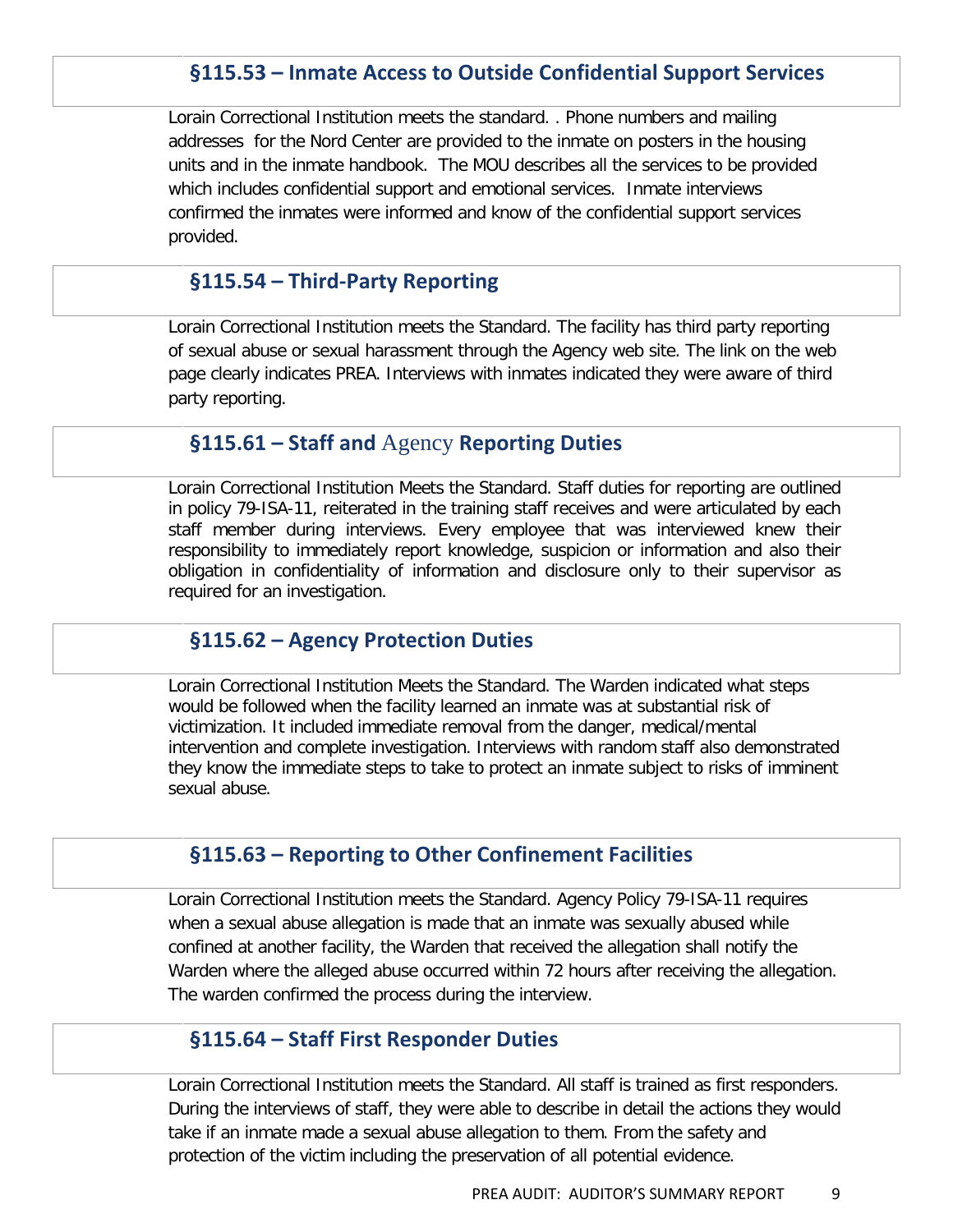## §115.53 – Inmate Access to Outside Confidential Support Services

Lorain Correctional Institution meets the standard. . Phone numbers and mailing addresses for the Nord Center are provided to the inmate on posters in the housing units and in the inmate handbook. The MOU describes all the services to be provided which includes confidential support and emotional services. Inmate interviews confirmed the inmates were informed and know of the confidential support services provided.

## §115.54 – Third-Party Reporting

Lorain Correctional Institution meets the Standard. The facility has third party reporting of sexual abuse or sexual harassment through the Agency web site. The link on the web page clearly indicates PREA. Interviews with inmates indicated they were aware of third party reporting.

## §115.61 – Staff and Agency Reporting Duties

Lorain Correctional Institution Meets the Standard. Staff duties for reporting are outlined in policy 79-ISA-11, reiterated in the training staff receives and were articulated by each staff member during interviews. Every employee that was interviewed knew their responsibility to immediately report knowledge, suspicion or information and also their obligation in confidentiality of information and disclosure only to their supervisor as required for an investigation.

## §115.62 – Agency Protection Duties

Lorain Correctional Institution Meets the Standard. The Warden indicated what steps would be followed when the facility learned an inmate was at substantial risk of victimization. It included immediate removal from the danger, medical/mental intervention and complete investigation. Interviews with random staff also demonstrated they know the immediate steps to take to protect an inmate subject to risks of imminent sexual abuse.

## §115.63 – Reporting to Other Confinement Facilities

Lorain Correctional Institution meets the Standard. Agency Policy 79-ISA-11 requires when a sexual abuse allegation is made that an inmate was sexually abused while confined at another facility, the Warden that received the allegation shall notify the Warden where the alleged abuse occurred within 72 hours after receiving the allegation. The warden confirmed the process during the interview.

## §115.64 – Staff First Responder Duties

Lorain Correctional Institution meets the Standard. All staff is trained as first responders. During the interviews of staff, they were able to describe in detail the actions they would take if an inmate made a sexual abuse allegation to them. From the safety and protection of the victim including the preservation of all potential evidence.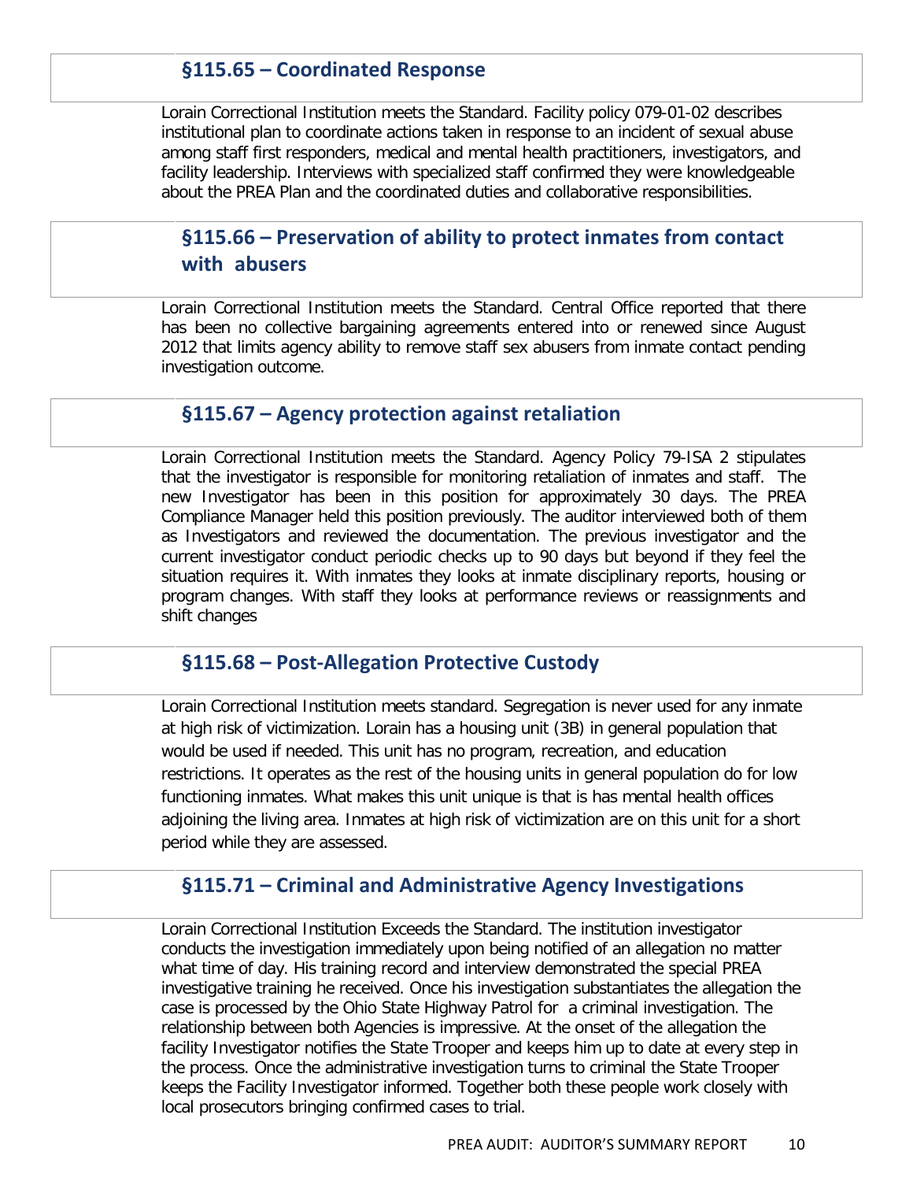## §115.65 – Coordinated Response

Lorain Correctional Institution meets the Standard. Facility policy 079-01-02 describes institutional plan to coordinate actions taken in response to an incident of sexual abuse among staff first responders, medical and mental health practitioners, investigators, and facility leadership. Interviews with specialized staff confirmed they were knowledgeable about the PREA Plan and the coordinated duties and collaborative responsibilities.

## §115.66 – Preservation of ability to protect inmates from contact with abusers

Lorain Correctional Institution meets the Standard. Central Office reported that there has been no collective bargaining agreements entered into or renewed since August 2012 that limits agency ability to remove staff sex abusers from inmate contact pending investigation outcome.

## §115.67 – Agency protection against retaliation

Lorain Correctional Institution meets the Standard. Agency Policy 79-ISA 2 stipulates that the investigator is responsible for monitoring retaliation of inmates and staff. The new Investigator has been in this position for approximately 30 days. The PREA Compliance Manager held this position previously. The auditor interviewed both of them as Investigators and reviewed the documentation. The previous investigator and the current investigator conduct periodic checks up to 90 days but beyond if they feel the situation requires it. With inmates they looks at inmate disciplinary reports, housing or program changes. With staff they looks at performance reviews or reassignments and shift changes

## §115.68 – Post-Allegation Protective Custody

Lorain Correctional Institution meets standard. Segregation is never used for any inmate at high risk of victimization. Lorain has a housing unit (3B) in general population that would be used if needed. This unit has no program, recreation, and education restrictions. It operates as the rest of the housing units in general population do for low functioning inmates. What makes this unit unique is that is has mental health offices adjoining the living area. Inmates at high risk of victimization are on this unit for a short period while they are assessed.

## §115.71 – Criminal and Administrative Agency Investigations

Lorain Correctional Institution Exceeds the Standard. The institution investigator conducts the investigation immediately upon being notified of an allegation no matter what time of day. His training record and interview demonstrated the special PREA investigative training he received. Once his investigation substantiates the allegation the case is processed by the Ohio State Highway Patrol for a criminal investigation. The relationship between both Agencies is impressive. At the onset of the allegation the facility Investigator notifies the State Trooper and keeps him up to date at every step in the process. Once the administrative investigation turns to criminal the State Trooper keeps the Facility Investigator informed. Together both these people work closely with local prosecutors bringing confirmed cases to trial.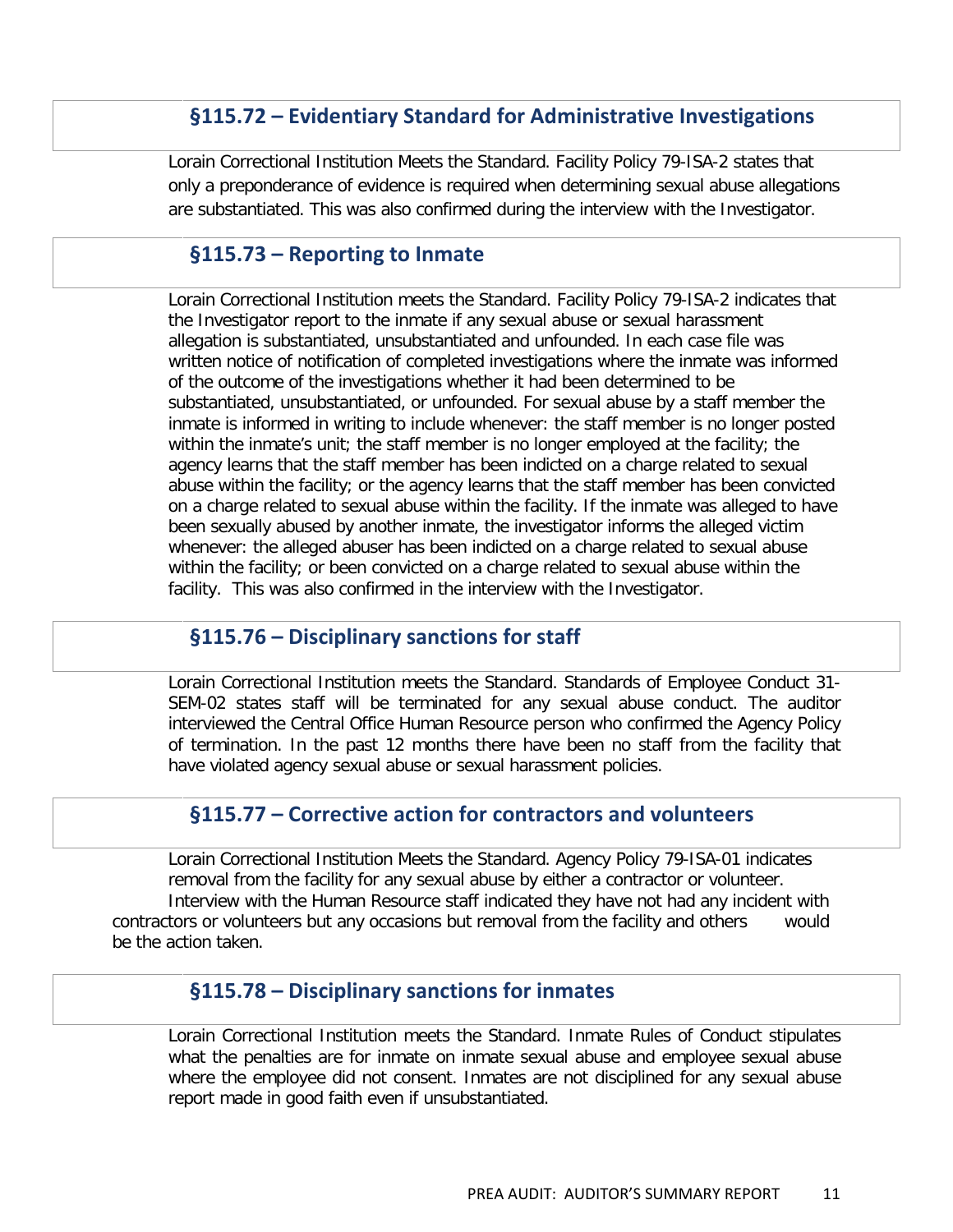## §115.72 – Evidentiary Standard for Administrative Investigations

Lorain Correctional Institution Meets the Standard. Facility Policy 79-ISA-2 states that only a preponderance of evidence is required when determining sexual abuse allegations are substantiated. This was also confirmed during the interview with the Investigator.

## §115.73 – Reporting to Inmate

Lorain Correctional Institution meets the Standard. Facility Policy 79-ISA-2 indicates that the Investigator report to the inmate if any sexual abuse or sexual harassment allegation is substantiated, unsubstantiated and unfounded. In each case file was written notice of notification of completed investigations where the inmate was informed of the outcome of the investigations whether it had been determined to be substantiated, unsubstantiated, or unfounded. For sexual abuse by a staff member the inmate is informed in writing to include whenever: the staff member is no longer posted within the inmate's unit; the staff member is no longer employed at the facility; the agency learns that the staff member has been indicted on a charge related to sexual abuse within the facility; or the agency learns that the staff member has been convicted on a charge related to sexual abuse within the facility. If the inmate was alleged to have been sexually abused by another inmate, the investigator informs the alleged victim whenever: the alleged abuser has been indicted on a charge related to sexual abuse within the facility; or been convicted on a charge related to sexual abuse within the facility. This was also confirmed in the interview with the Investigator.

## §115.76 – Disciplinary sanctions for staff

Lorain Correctional Institution meets the Standard. Standards of Employee Conduct 31-SEM-02 states staff will be terminated for any sexual abuse conduct. The auditor interviewed the Central Office Human Resource person who confirmed the Agency Policy of termination. In the past 12 months there have been no staff from the facility that have violated agency sexual abuse or sexual harassment policies.

## §115.77 – Corrective action for contractors and volunteers

Lorain Correctional Institution Meets the Standard. Agency Policy 79-ISA-01 indicates removal from the facility for any sexual abuse by either a contractor or volunteer. Interview with the Human Resource staff indicated they have not had any incident with contractors or volunteers but any occasions but removal from the facility and others would be the action taken.

## §115.78 – Disciplinary sanctions for inmates

Lorain Correctional Institution meets the Standard. Inmate Rules of Conduct stipulates what the penalties are for inmate on inmate sexual abuse and employee sexual abuse where the employee did not consent. Inmates are not disciplined for any sexual abuse report made in good faith even if unsubstantiated.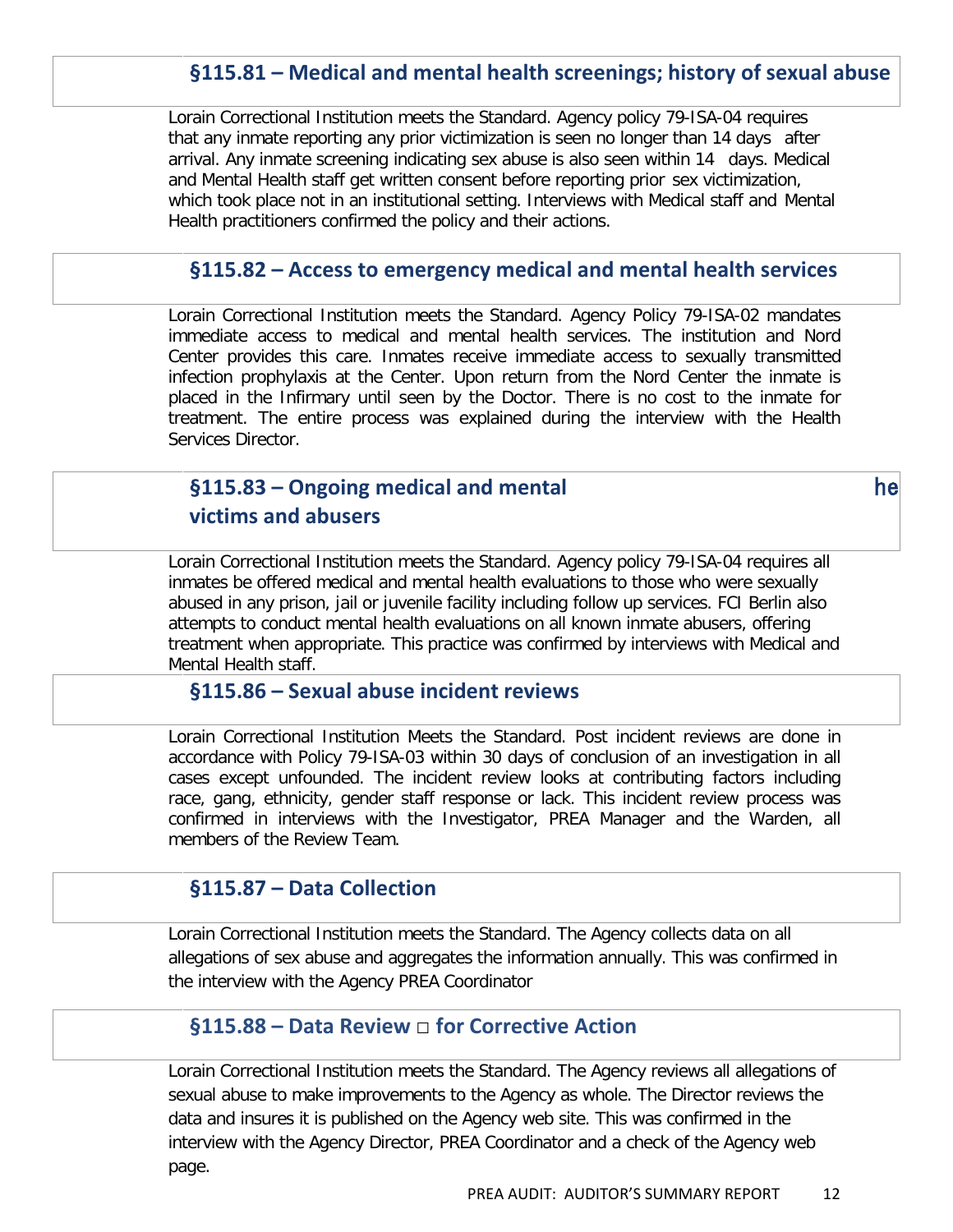## §115.81 – Medical and mental health screenings; history of sexual abuse

Lorain Correctional Institution meets the Standard. Agency policy 79-ISA-04 requires that any inmate reporting any prior victimization is seen no longer than 14 days after arrival. Any inmate screening indicating sex abuse is also seen within 14 days. Medical and Mental Health staff get written consent before reporting prior sex victimization, which took place not in an institutional setting. Interviews with Medical staff and Mental Health practitioners confirmed the policy and their actions.

## §115.82 – Access to emergency medical and mental health services

Lorain Correctional Institution meets the Standard. Agency Policy 79-ISA-02 mandates immediate access to medical and mental health services. The institution and Nord Center provides this care. Inmates receive immediate access to sexually transmitted infection prophylaxis at the Center. Upon return from the Nord Center the inmate is placed in the Infirmary until seen by the Doctor. There is no cost to the inmate for treatment. The entire process was explained during the interview with the Health Services Director.

## §115.83 – Ongoing medical and mental he victims and abusers

Lorain Correctional Institution meets the Standard. Agency policy 79-ISA-04 requires all inmates be offered medical and mental health evaluations to those who were sexually abused in any prison, jail or juvenile facility including follow up services. FCI Berlin also attempts to conduct mental health evaluations on all known inmate abusers, offering treatment when appropriate. This practice was confirmed by interviews with Medical and Mental Health staff.

## §115.86 – Sexual abuse incident reviews

Lorain Correctional Institution Meets the Standard. Post incident reviews are done in accordance with Policy 79-ISA-03 within 30 days of conclusion of an investigation in all cases except unfounded. The incident review looks at contributing factors including race, gang, ethnicity, gender staff response or lack. This incident review process was confirmed in interviews with the Investigator, PREA Manager and the Warden, all members of the Review Team.

## §115.87 – Data Collection

Lorain Correctional Institution meets the Standard. The Agency collects data on all allegations of sex abuse and aggregates the information annually. This was confirmed in the interview with the Agency PREA Coordinator

## §115.88 – Data Review □ for Corrective Action

Lorain Correctional Institution meets the Standard. The Agency reviews all allegations of sexual abuse to make improvements to the Agency as whole. The Director reviews the data and insures it is published on the Agency web site. This was confirmed in the interview with the Agency Director, PREA Coordinator and a check of the Agency web page.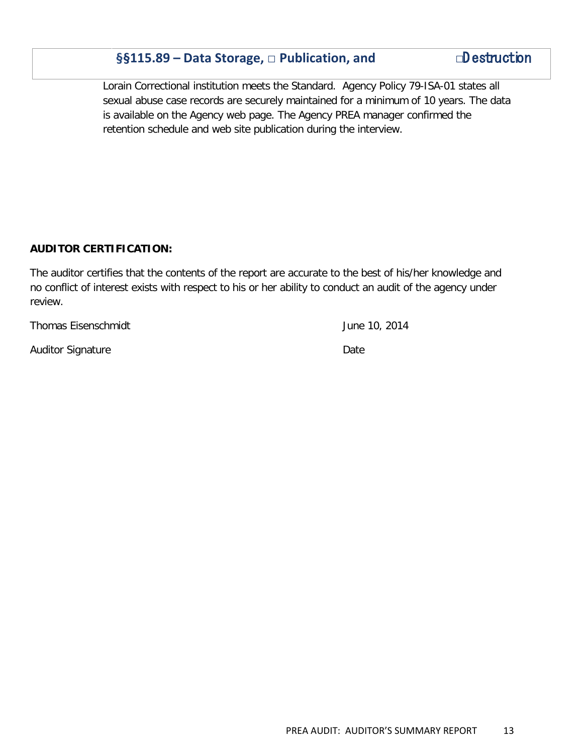### §§115.89 – Data Storage, □ Publication, and □Destruction

Lorain Correctional institution meets the Standard. Agency Policy 79-ISA-01 states all sexual abuse case records are securely maintained for a minimum of 10 years. The data is available on the Agency web page. The Agency PREA manager confirmed the retention schedule and web site publication during the interview.

**AUDITOR CERTIFICATION:**

The auditor certifies that the contents of the report are accurate to the best of his/her knowledge and no conflict of interest exists with respect to his or her ability to conduct an audit of the agency under review.

Thomas Eisenschmidt　　　　　　　　　　　　　　June 10, 2014

Auditor Signature　　　　　　　　　　　　　　　　Date